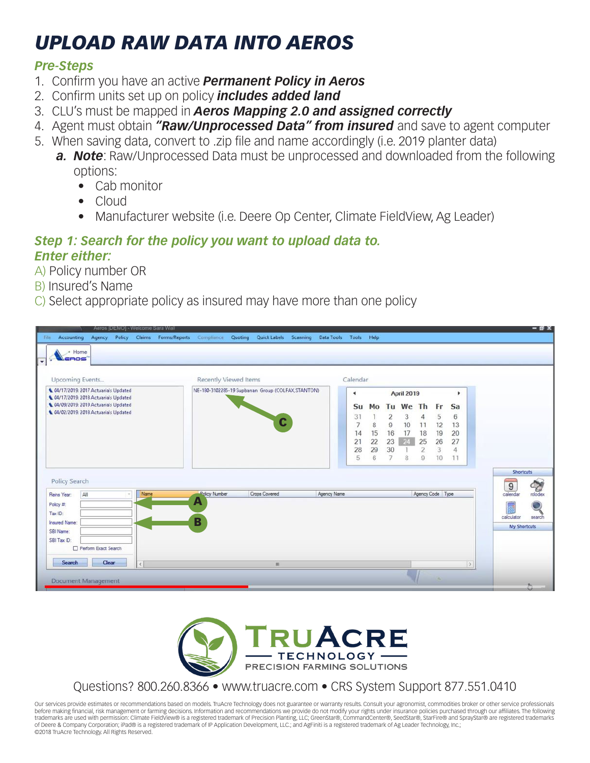# UPLOAD RAW DATA INTO AEROS

## Pre-Steps

1. Confirm you have an active ***Permanent Policy in Aeros***
2. Confirm units set up on policy ***includes added land***
3. CLU's must be mapped in ***Aeros Mapping 2.0 and assigned correctly***
4. Agent must obtain ***"Raw/Unprocessed Data" from insured*** and save to agent computer
5. When saving data, convert to .zip file and name accordingly (i.e. 2019 planter data)
   a. ***Note***: Raw/Unprocessed Data must be unprocessed and downloaded from the following options:
      - Cab monitor
      - Cloud
      - Manufacturer website (i.e. Deere Op Center, Climate FieldView, Ag Leader)

## Step 1: Search for the policy you want to upload data to. Enter either:

A) Policy number OR
B) Insured's Name
C) Select appropriate policy as insured may have more than one policy

Questions? 800.260.8366 • www.truacre.com • CRS System Support 877.551.0410

Our services provide estimates or recommendations based on models. TruAcre Technology does not guarantee or warranty results. Consult your agronomist, commodities broker or other service professionals before making financial, risk management or farming decisions. Information and recommendations we provide do not modify your rights under insurance policies purchased through our affiliates. The following trademarks are used with permission: Climate FieldView® is a registered trademark of Precision Planting, LLC; GreenStar®, CommandCenter®, SeedStar®, StarFire® and SprayStar® are registered trademarks of Deere & Company Corporation; iPad® is a registered trademark of IP Application Development, LLC.; and AgFiniti is a registered trademark of Ag Leader Technology, Inc.;
©2018 TruAcre Technology. All Rights Reserved.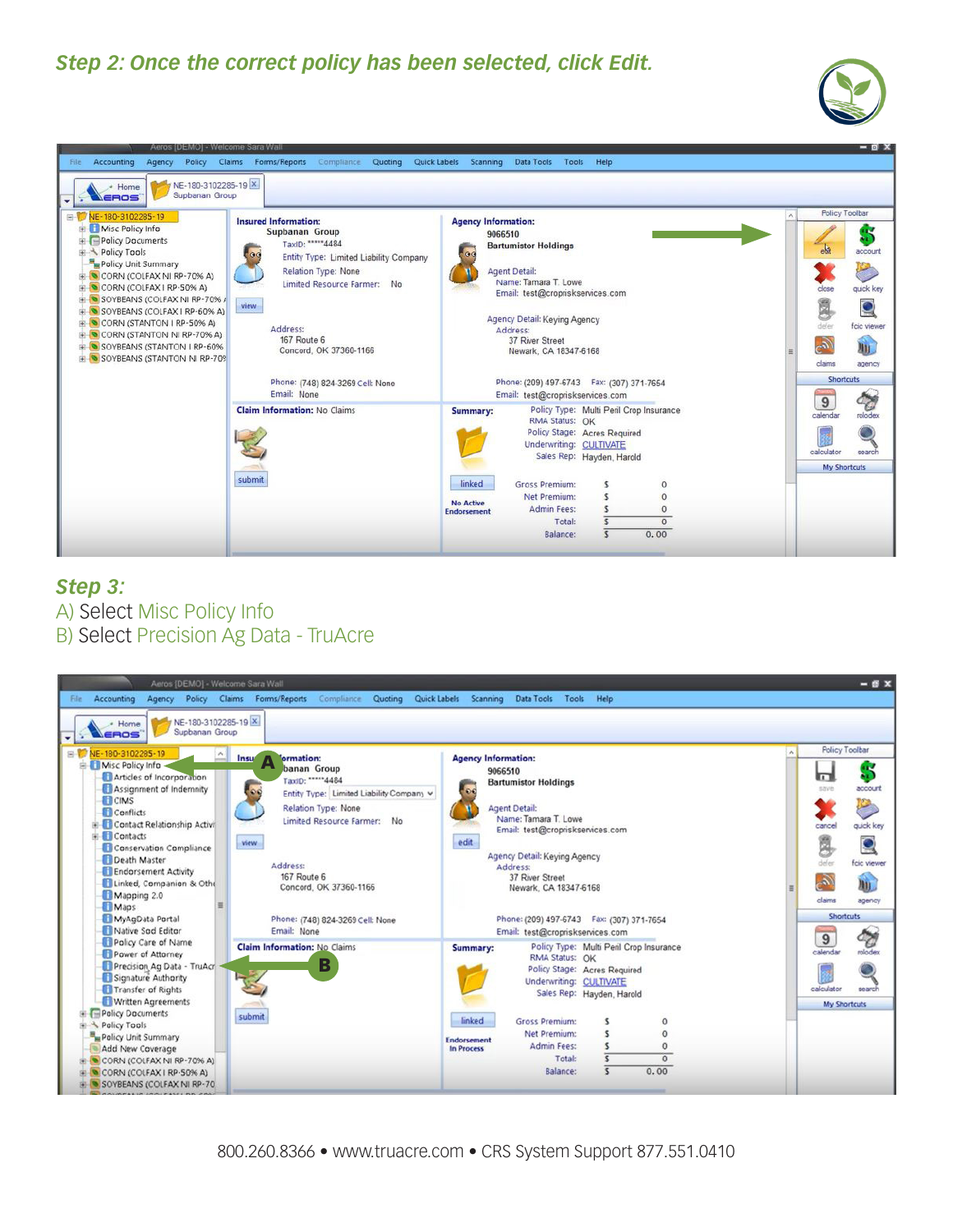## *Step 2: Once the correct policy has been selected, click Edit.*

## *Step 3:*

A) Select Misc Policy Info

B) Select Precision Ag Data - TruAcre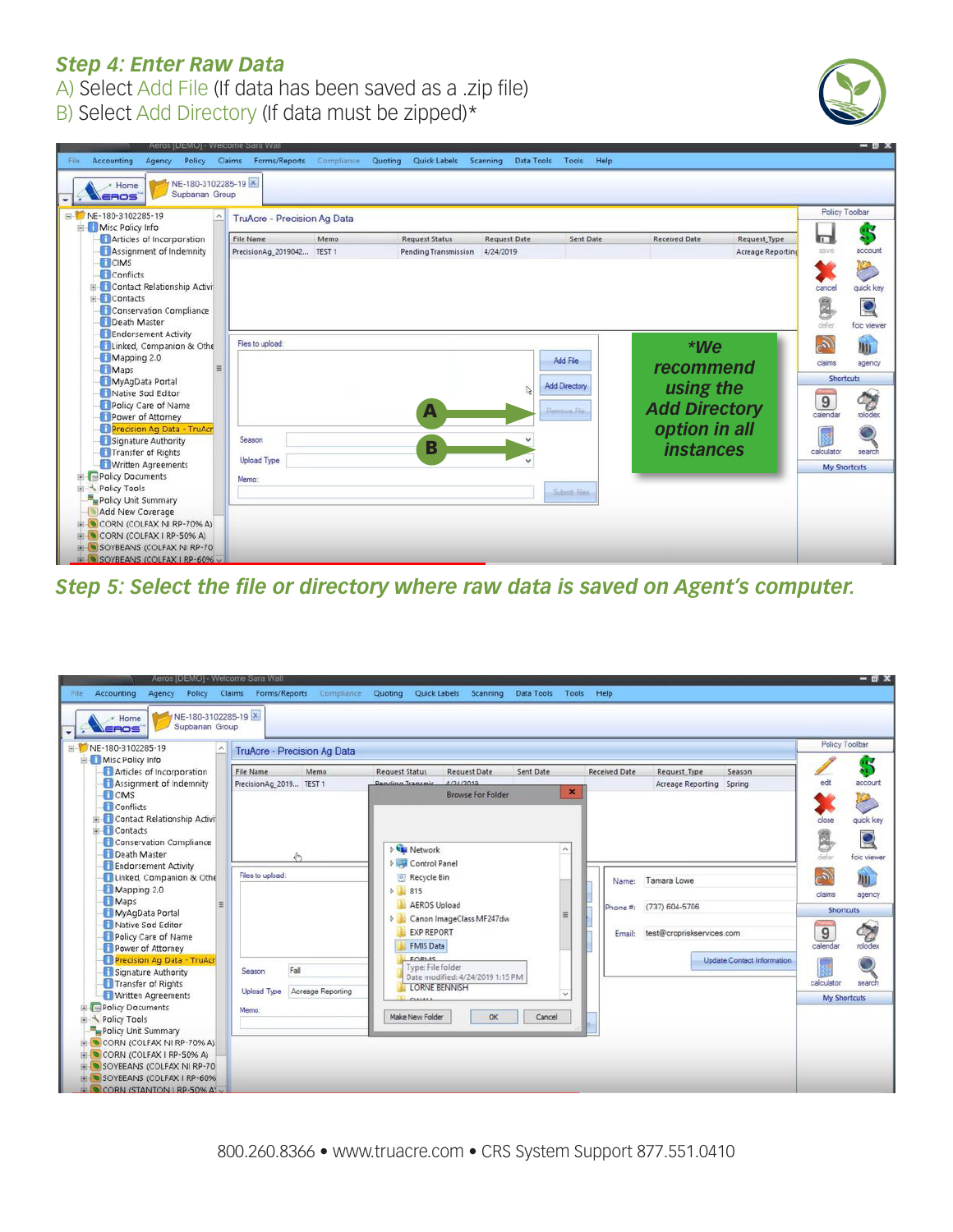## *Step 4: Enter Raw Data*

A) Select Add File (If data has been saved as a .zip file)
B) Select Add Directory (If data must be zipped)*

***We recommend using the Add Directory option in all instances***

## *Step 5: Select the file or directory where raw data is saved on Agent's computer.*

800.260.8366 • www.truacre.com • CRS System Support 877.551.0410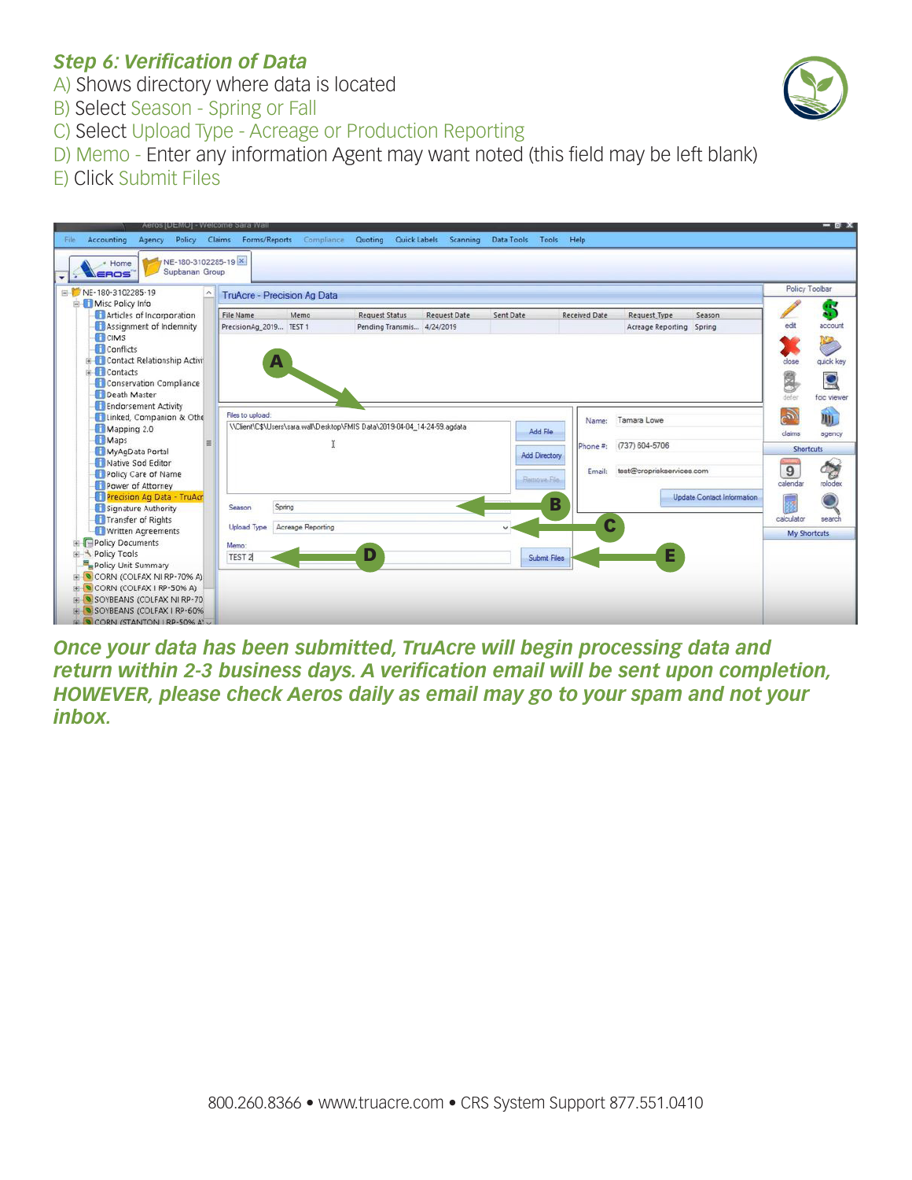## *Step 6: Verification of Data*

A) Shows directory where data is located
B) Select Season - Spring or Fall
C) Select Upload Type - Acreage or Production Reporting
D) Memo - Enter any information Agent may want noted (this field may be left blank)
E) Click Submit Files

***Once your data has been submitted, TruAcre will begin processing data and return within 2-3 business days. A verification email will be sent upon completion, HOWEVER, please check Aeros daily as email may go to your spam and not your inbox.***

800.260.8366 • www.truacre.com • CRS System Support 877.551.0410